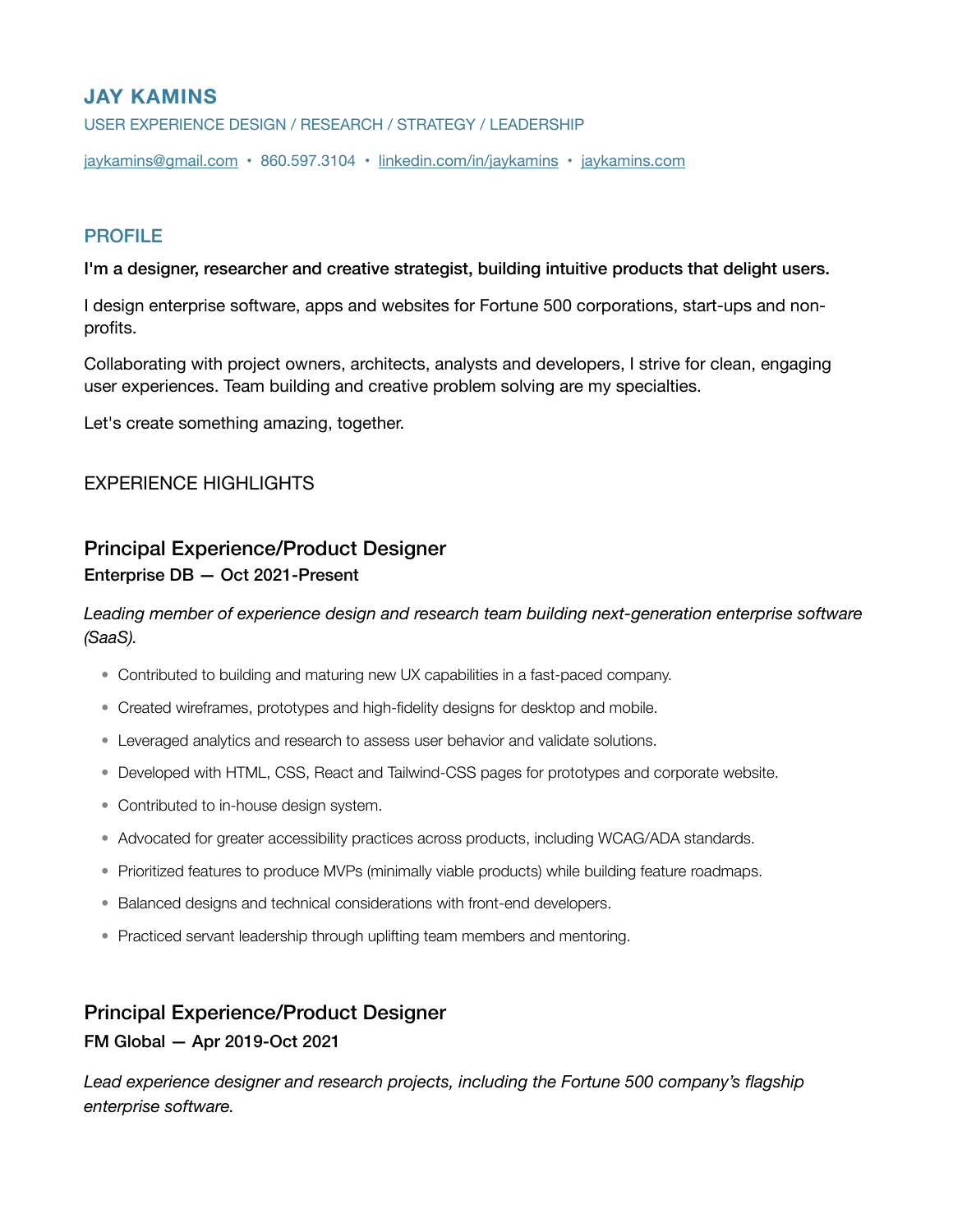# JAY KAMINS

USER EXPERIENCE DESIGN / RESEARCH / STRATEGY / LEADERSHIP

jaykamins@gmail.com • 860.597.3104 • linkedin.com/in/jaykamins • jaykamins.com

## PROFILE

I'm a designer, researcher and creative strategist, building intuitive products that delight users.

I design enterprise software, apps and websites for Fortune 500 corporations, start-ups and non-profits.

Collaborating with project owners, architects, analysts and developers, I strive for clean, engaging user experiences. Team building and creative problem solving are my specialties.

Let's create something amazing, together.

## EXPERIENCE HIGHLIGHTS

### Principal Experience/Product Designer

**Enterprise DB — Oct 2021-Present**

*Leading member of experience design and research team building next-generation enterprise software (SaaS).*

- Contributed to building and maturing new UX capabilities in a fast-paced company.
- Created wireframes, prototypes and high-fidelity designs for desktop and mobile.
- Leveraged analytics and research to assess user behavior and validate solutions.
- Developed with HTML, CSS, React and Tailwind-CSS pages for prototypes and corporate website.
- Contributed to in-house design system.
- Advocated for greater accessibility practices across products, including WCAG/ADA standards.
- Prioritized features to produce MVPs (minimally viable products) while building feature roadmaps.
- Balanced designs and technical considerations with front-end developers.
- Practiced servant leadership through uplifting team members and mentoring.

### Principal Experience/Product Designer

**FM Global — Apr 2019-Oct 2021**

*Lead experience designer and research projects, including the Fortune 500 company's flagship enterprise software.*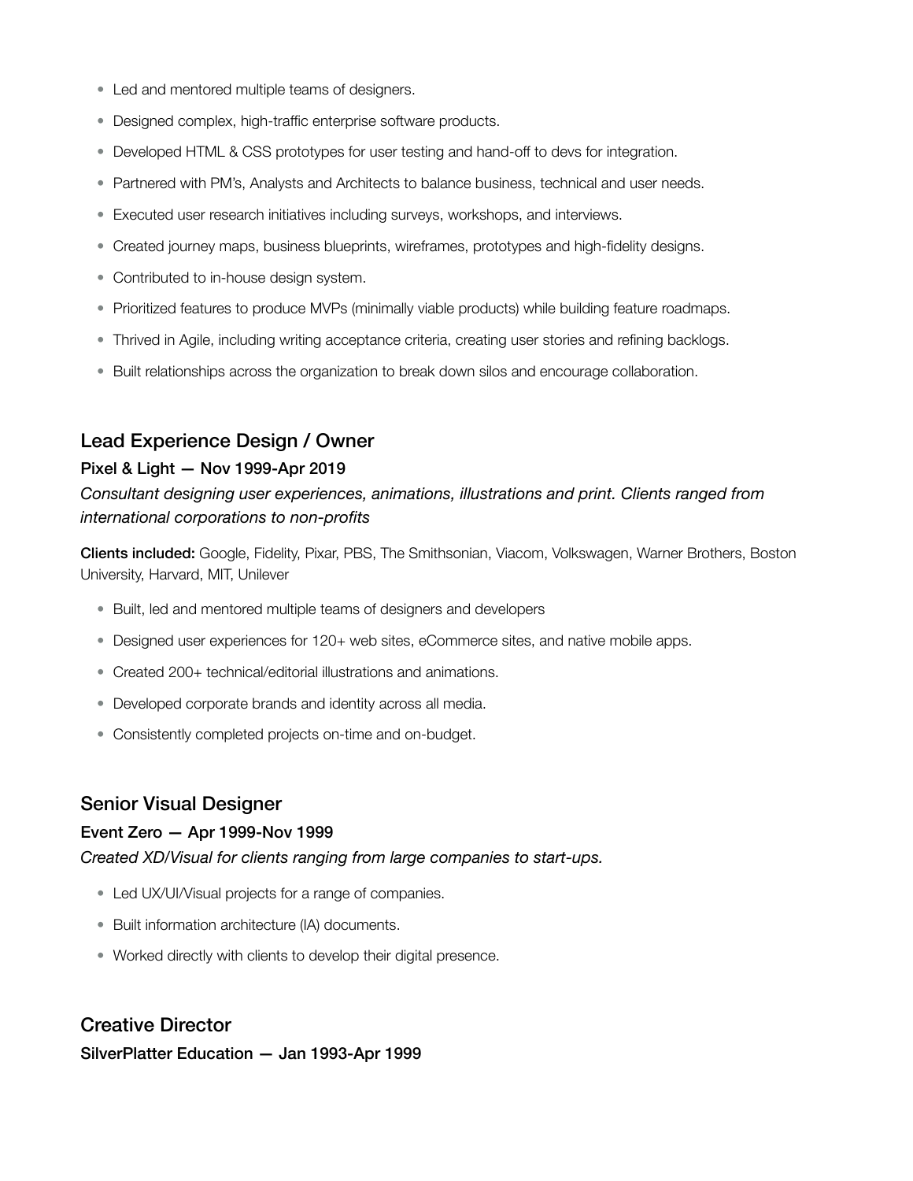- Led and mentored multiple teams of designers.
- Designed complex, high-traffic enterprise software products.
- Developed HTML & CSS prototypes for user testing and hand-off to devs for integration.
- Partnered with PM's, Analysts and Architects to balance business, technical and user needs.
- Executed user research initiatives including surveys, workshops, and interviews.
- Created journey maps, business blueprints, wireframes, prototypes and high-fidelity designs.
- Contributed to in-house design system.
- Prioritized features to produce MVPs (minimally viable products) while building feature roadmaps.
- Thrived in Agile, including writing acceptance criteria, creating user stories and refining backlogs.
- Built relationships across the organization to break down silos and encourage collaboration.

## Lead Experience Design / Owner

### Pixel & Light — Nov 1999-Apr 2019

*Consultant designing user experiences, animations, illustrations and print. Clients ranged from international corporations to non-profits*

**Clients included:** Google, Fidelity, Pixar, PBS, The Smithsonian, Viacom, Volkswagen, Warner Brothers, Boston University, Harvard, MIT, Unilever

- Built, led and mentored multiple teams of designers and developers
- Designed user experiences for 120+ web sites, eCommerce sites, and native mobile apps.
- Created 200+ technical/editorial illustrations and animations.
- Developed corporate brands and identity across all media.
- Consistently completed projects on-time and on-budget.

## Senior Visual Designer

### Event Zero — Apr 1999-Nov 1999

*Created XD/Visual for clients ranging from large companies to start-ups.*

- Led UX/UI/Visual projects for a range of companies.
- Built information architecture (IA) documents.
- Worked directly with clients to develop their digital presence.

## Creative Director

### SilverPlatter Education — Jan 1993-Apr 1999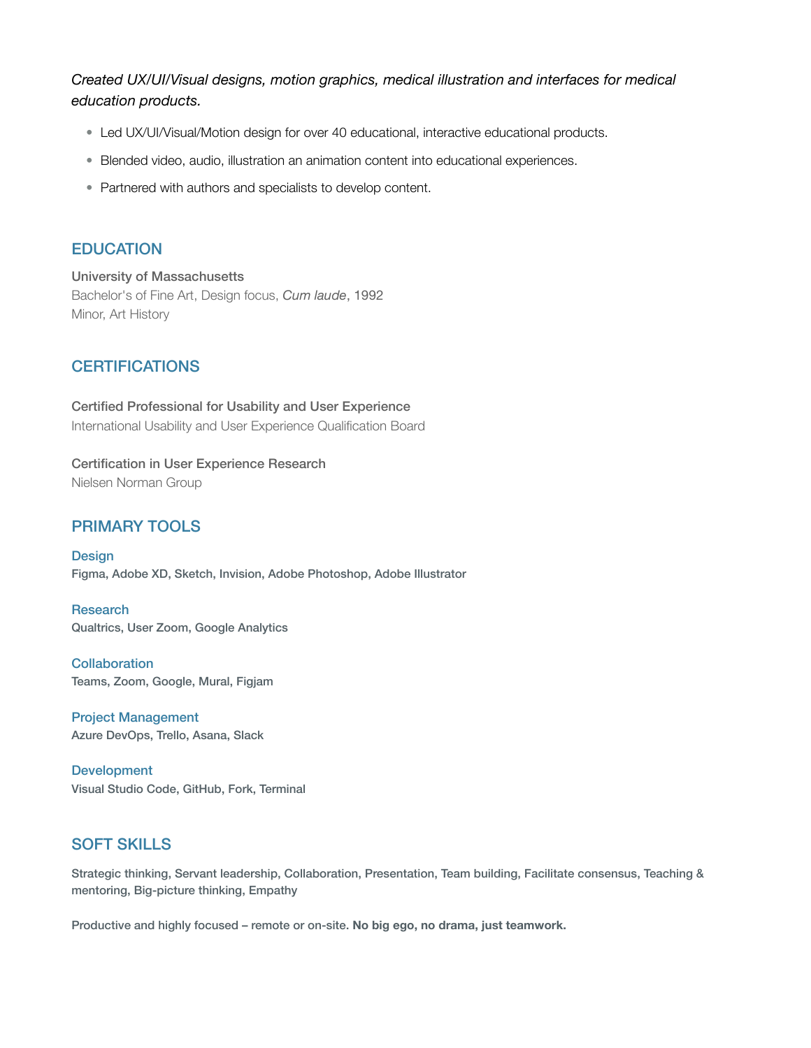*Created UX/UI/Visual designs, motion graphics, medical illustration and interfaces for medical education products.*

- Led UX/UI/Visual/Motion design for over 40 educational, interactive educational products.
- Blended video, audio, illustration an animation content into educational experiences.
- Partnered with authors and specialists to develop content.

## EDUCATION

**University of Massachusetts**
Bachelor's of Fine Art, Design focus, *Cum laude*, 1992
Minor, Art History

## CERTIFICATIONS

**Certified Professional for Usability and User Experience**
International Usability and User Experience Qualification Board

**Certification in User Experience Research**
Nielsen Norman Group

## PRIMARY TOOLS

### Design
Figma, Adobe XD, Sketch, Invision, Adobe Photoshop, Adobe Illustrator

### Research
Qualtrics, User Zoom, Google Analytics

### Collaboration
Teams, Zoom, Google, Mural, Figjam

### Project Management
Azure DevOps, Trello, Asana, Slack

### Development
Visual Studio Code, GitHub, Fork, Terminal

## SOFT SKILLS

Strategic thinking, Servant leadership, Collaboration, Presentation, Team building, Facilitate consensus, Teaching & mentoring, Big-picture thinking, Empathy

Productive and highly focused – remote or on-site. **No big ego, no drama, just teamwork.**